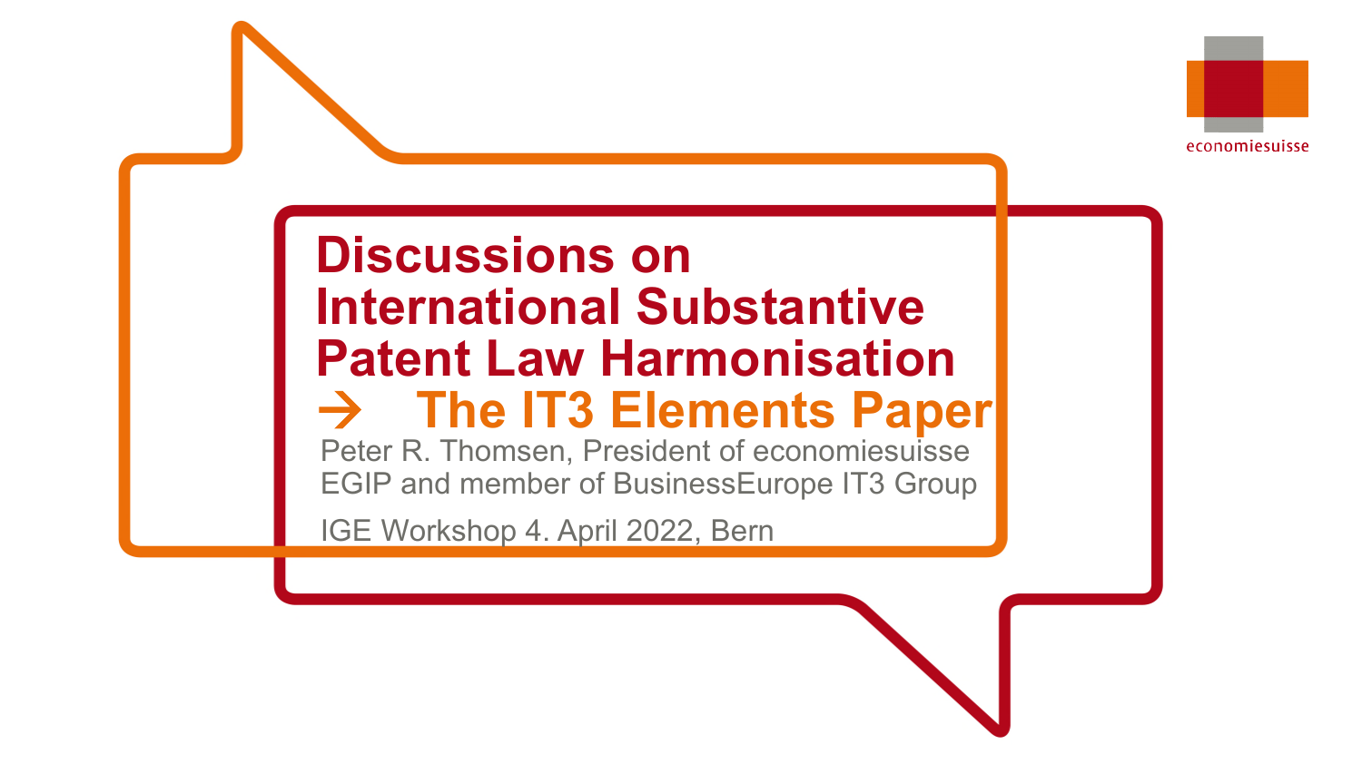# Discussions on International Substantive Patent Law Harmonisation

## → The IT3 Elements Paper

Peter R. Thomsen, President of economiesuisse EGIP and member of BusinessEurope IT3 Group

IGE Workshop 4. April 2022, Bern

economiesuisse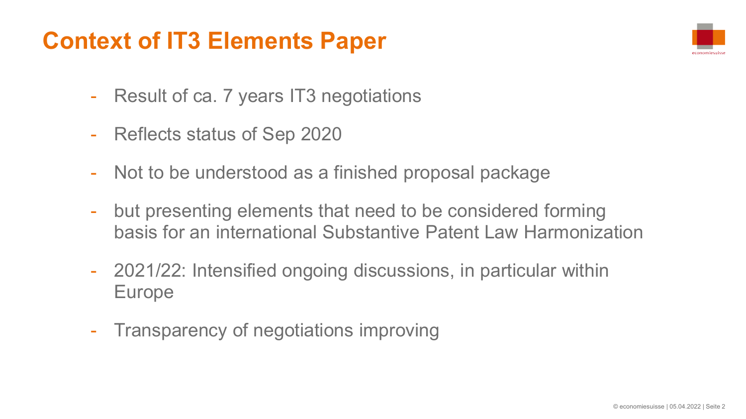# Context of IT3 Elements Paper

- Result of ca. 7 years IT3 negotiations
- Reflects status of Sep 2020
- Not to be understood as a finished proposal package
- but presenting elements that need to be considered forming basis for an international Substantive Patent Law Harmonization
- 2021/22: Intensified ongoing discussions, in particular within Europe
- Transparency of negotiations improving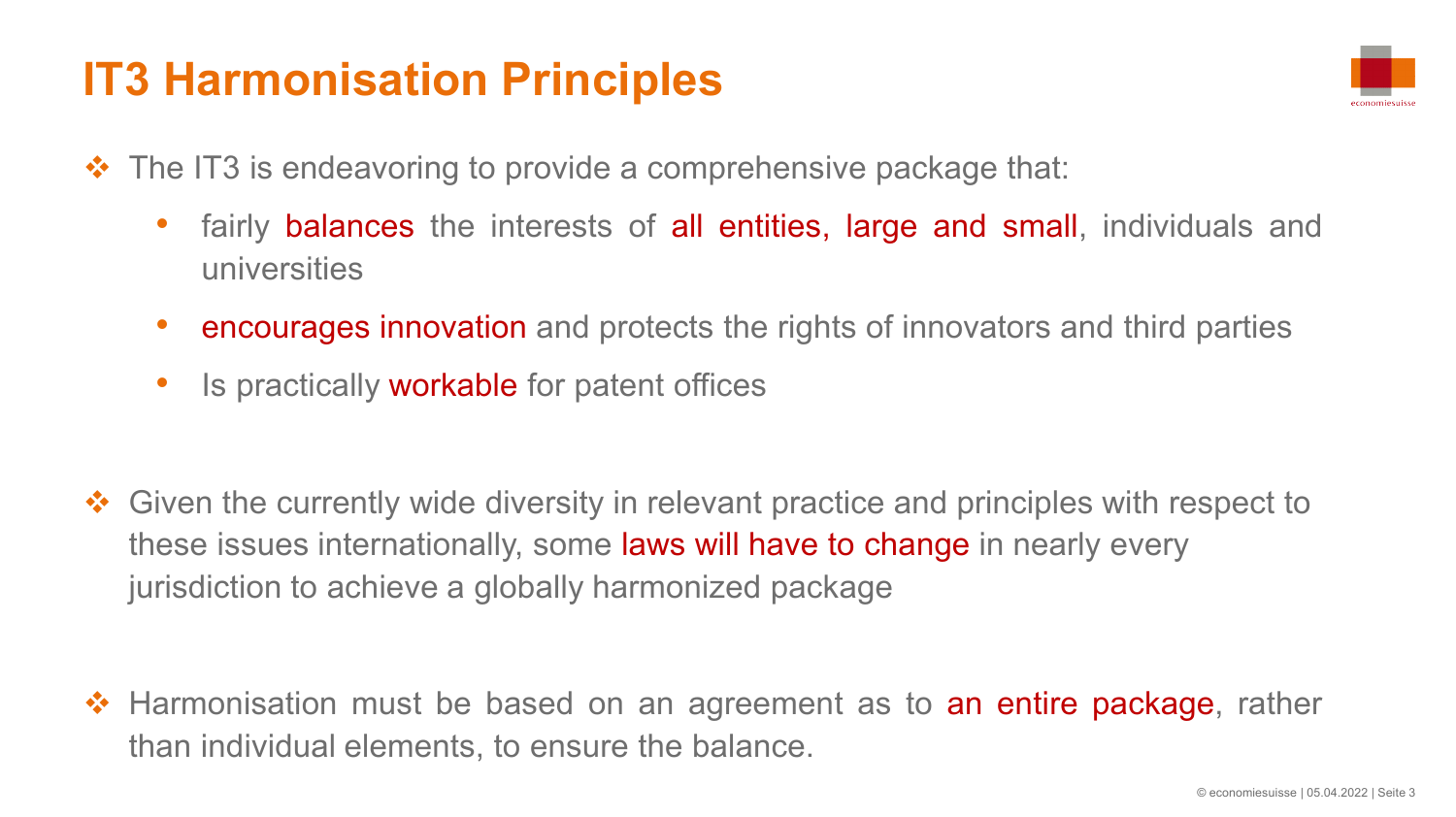# IT3 Harmonisation Principles

- The IT3 is endeavoring to provide a comprehensive package that:
  - fairly balances the interests of all entities, large and small, individuals and universities
  - encourages innovation and protects the rights of innovators and third parties
  - Is practically workable for patent offices

- Given the currently wide diversity in relevant practice and principles with respect to these issues internationally, some laws will have to change in nearly every jurisdiction to achieve a globally harmonized package

- Harmonisation must be based on an agreement as to an entire package, rather than individual elements, to ensure the balance.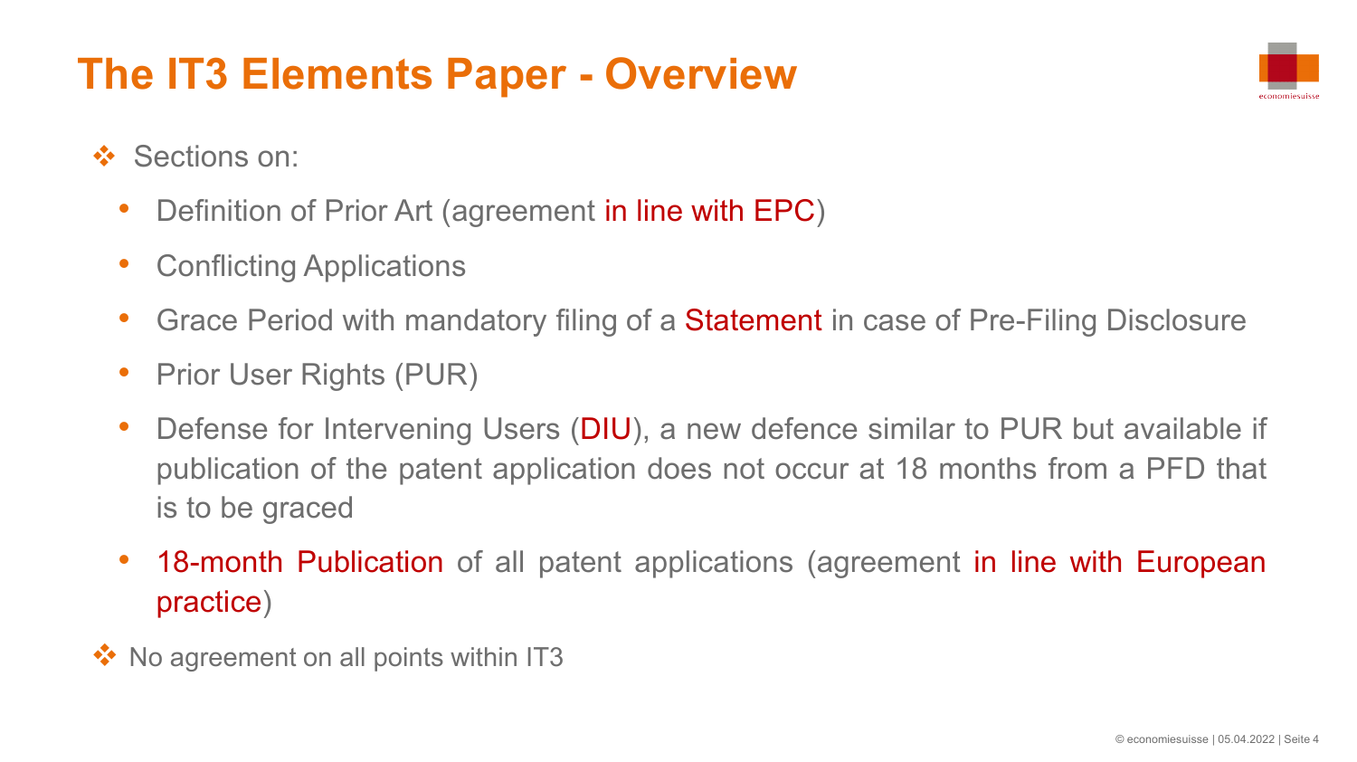# The IT3 Elements Paper - Overview

- Sections on:
  - Definition of Prior Art (agreement in line with EPC)
  - Conflicting Applications
  - Grace Period with mandatory filing of a Statement in case of Pre-Filing Disclosure
  - Prior User Rights (PUR)
  - Defense for Intervening Users (DIU), a new defence similar to PUR but available if publication of the patent application does not occur at 18 months from a PFD that is to be graced
  - 18-month Publication of all patent applications (agreement in line with European practice)
- No agreement on all points within IT3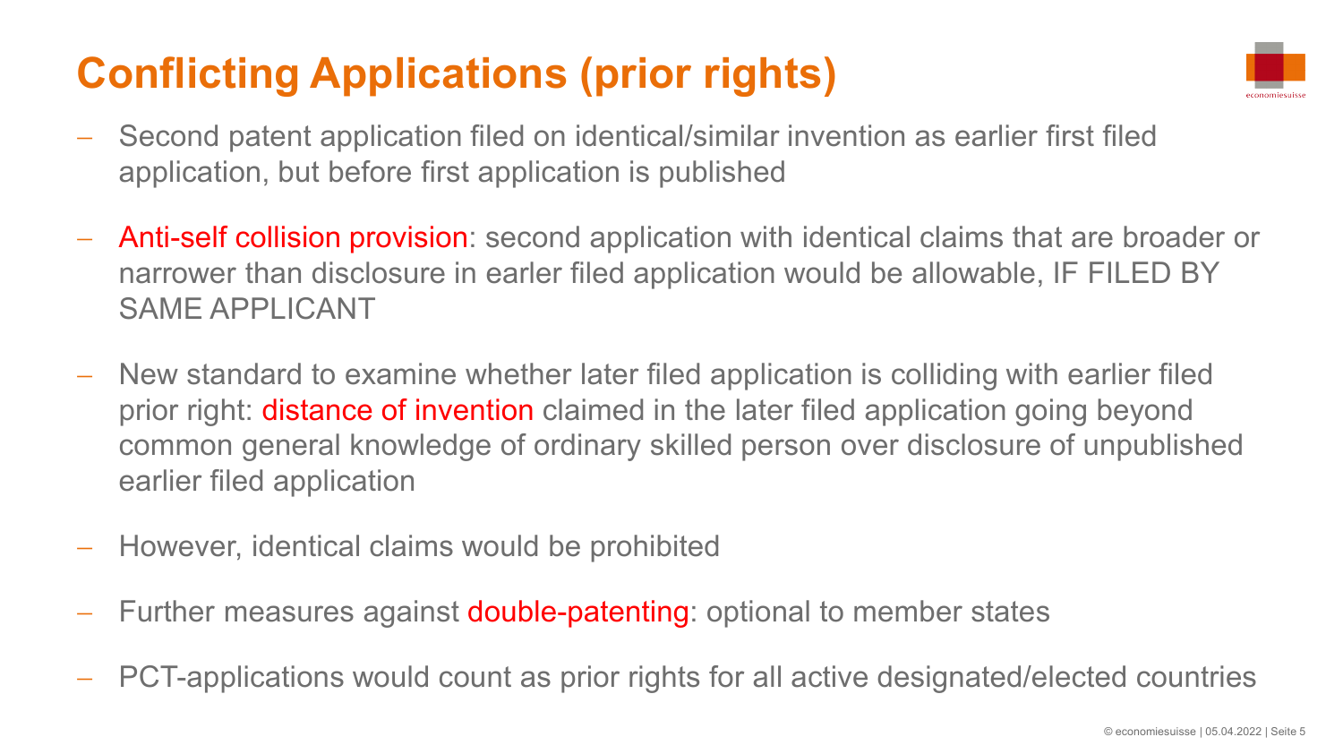# Conflicting Applications (prior rights)

- Second patent application filed on identical/similar invention as earlier first filed application, but before first application is published
- Anti-self collision provision: second application with identical claims that are broader or narrower than disclosure in earler filed application would be allowable, IF FILED BY SAME APPLICANT
- New standard to examine whether later filed application is colliding with earlier filed prior right: distance of invention claimed in the later filed application going beyond common general knowledge of ordinary skilled person over disclosure of unpublished earlier filed application
- However, identical claims would be prohibited
- Further measures against double-patenting: optional to member states
- PCT-applications would count as prior rights for all active designated/elected countries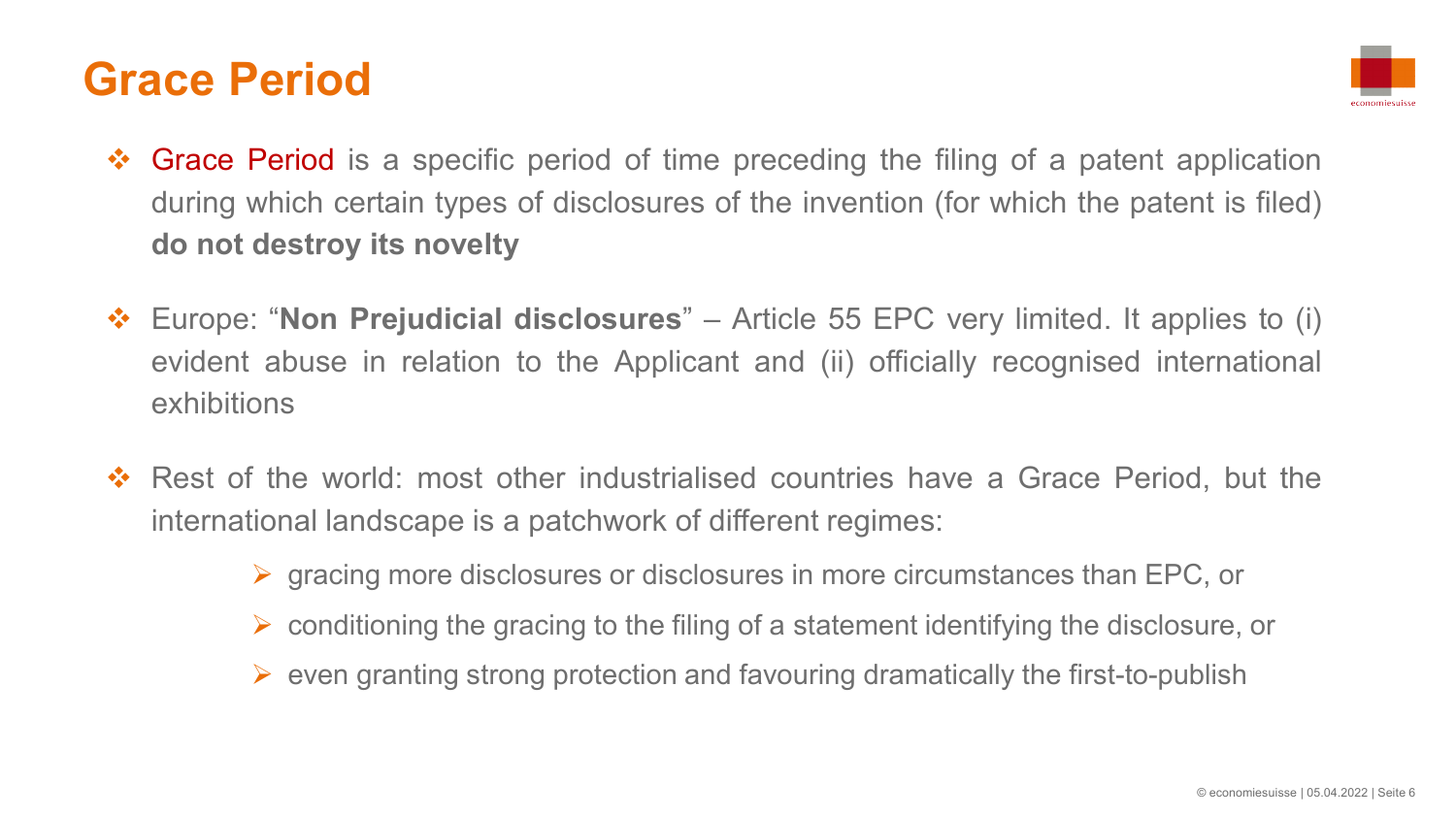# Grace Period

- Grace Period is a specific period of time preceding the filing of a patent application during which certain types of disclosures of the invention (for which the patent is filed) **do not destroy its novelty**

- Europe: "**Non Prejudicial disclosures**" – Article 55 EPC very limited. It applies to (i) evident abuse in relation to the Applicant and (ii) officially recognised international exhibitions

- Rest of the world: most other industrialised countries have a Grace Period, but the international landscape is a patchwork of different regimes:
  - gracing more disclosures or disclosures in more circumstances than EPC, or
  - conditioning the gracing to the filing of a statement identifying the disclosure, or
  - even granting strong protection and favouring dramatically the first-to-publish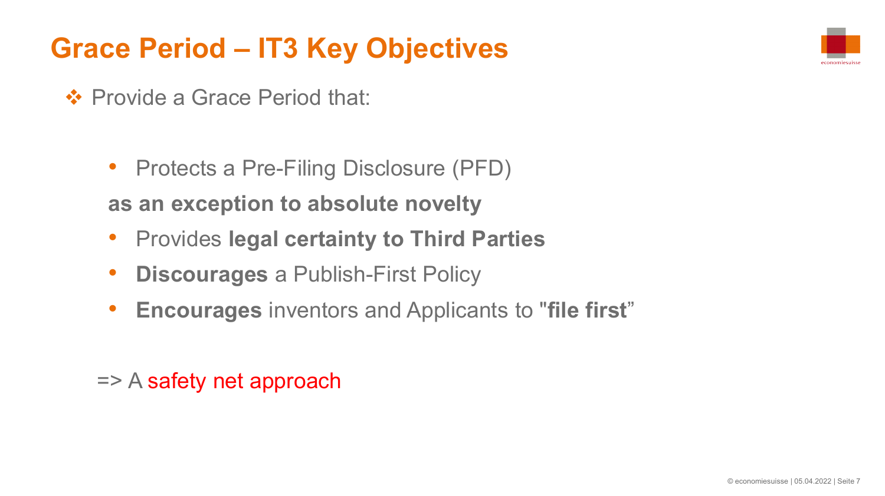# Grace Period – IT3 Key Objectives

- Provide a Grace Period that:

  - Protects a Pre-Filing Disclosure (PFD)

  **as an exception to absolute novelty**

  - Provides **legal certainty to Third Parties**
  - **Discourages** a Publish-First Policy
  - **Encourages** inventors and Applicants to "**file first**"

=> A safety net approach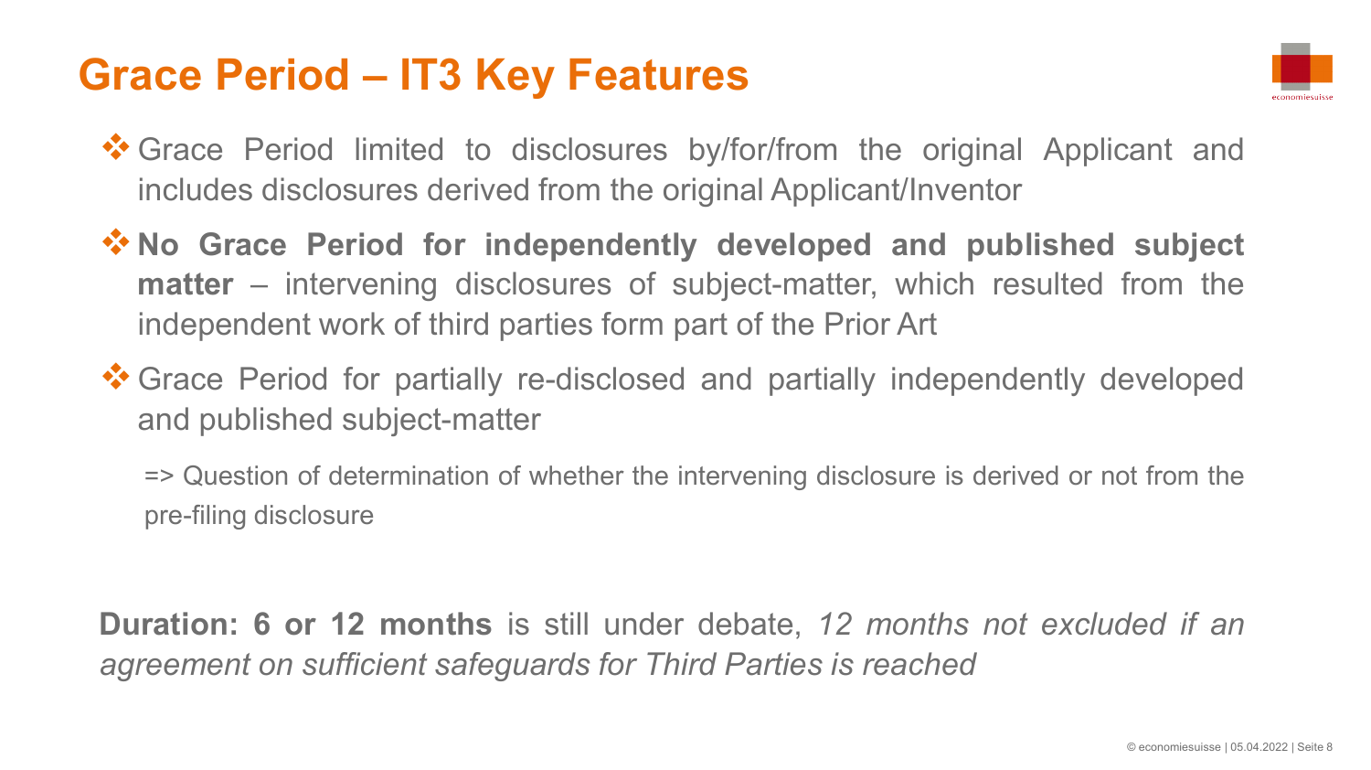# Grace Period – IT3 Key Features

- Grace Period limited to disclosures by/for/from the original Applicant and includes disclosures derived from the original Applicant/Inventor
- **No Grace Period for independently developed and published subject matter** – intervening disclosures of subject-matter, which resulted from the independent work of third parties form part of the Prior Art
- Grace Period for partially re-disclosed and partially independently developed and published subject-matter

  => Question of determination of whether the intervening disclosure is derived or not from the pre-filing disclosure

**Duration: 6 or 12 months** is still under debate, *12 months not excluded if an agreement on sufficient safeguards for Third Parties is reached*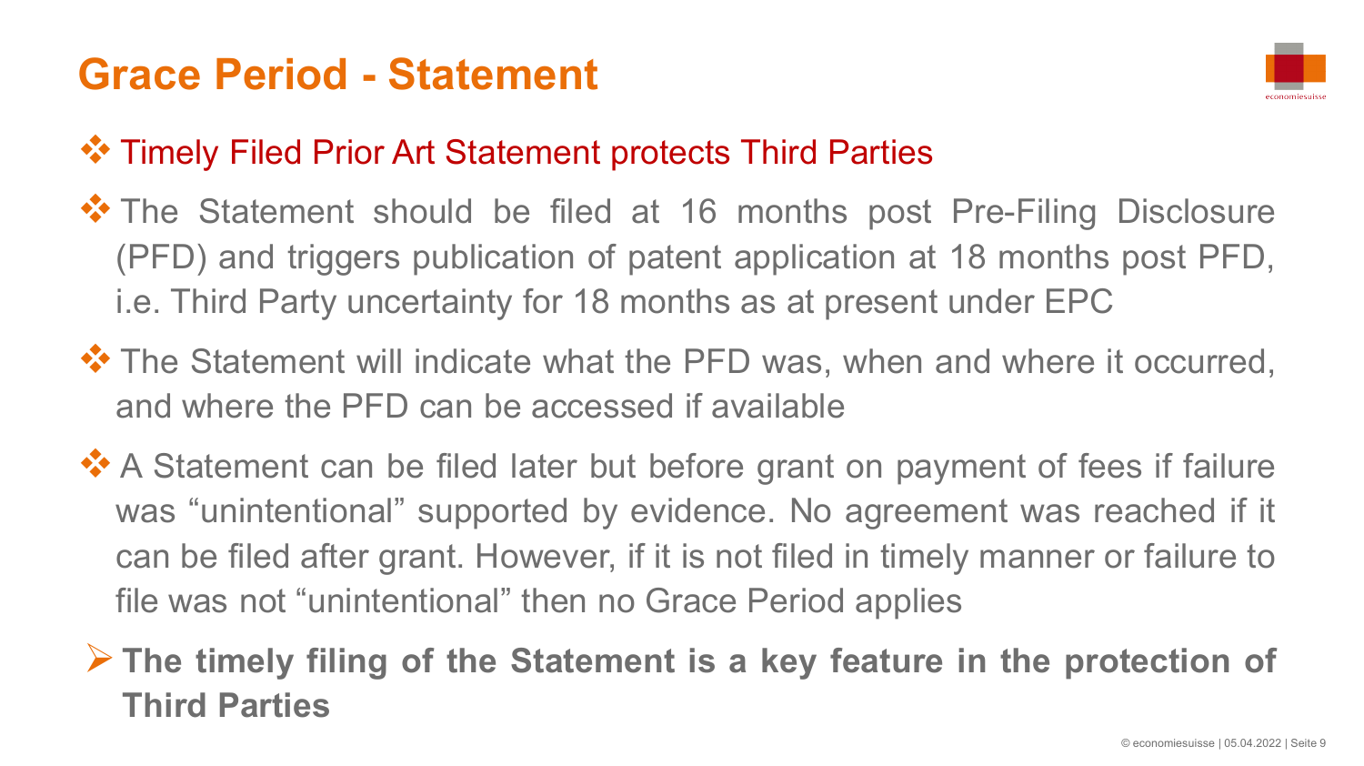# Grace Period - Statement

- Timely Filed Prior Art Statement protects Third Parties
- The Statement should be filed at 16 months post Pre-Filing Disclosure (PFD) and triggers publication of patent application at 18 months post PFD, i.e. Third Party uncertainty for 18 months as at present under EPC
- The Statement will indicate what the PFD was, when and where it occurred, and where the PFD can be accessed if available
- A Statement can be filed later but before grant on payment of fees if failure was "unintentional" supported by evidence. No agreement was reached if it can be filed after grant. However, if it is not filed in timely manner or failure to file was not "unintentional" then no Grace Period applies

> **The timely filing of the Statement is a key feature in the protection of Third Parties**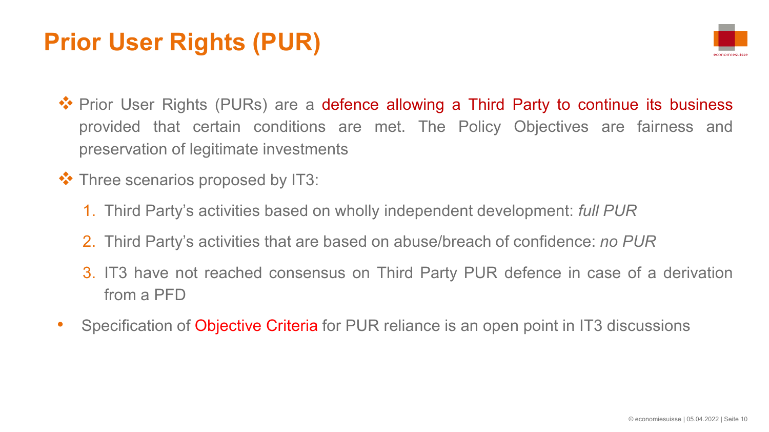# Prior User Rights (PUR)

- Prior User Rights (PURs) are a defence allowing a Third Party to continue its business provided that certain conditions are met. The Policy Objectives are fairness and preservation of legitimate investments

- Three scenarios proposed by IT3:

  1. Third Party's activities based on wholly independent development: *full PUR*
  2. Third Party's activities that are based on abuse/breach of confidence: *no PUR*
  3. IT3 have not reached consensus on Third Party PUR defence in case of a derivation from a PFD

- Specification of Objective Criteria for PUR reliance is an open point in IT3 discussions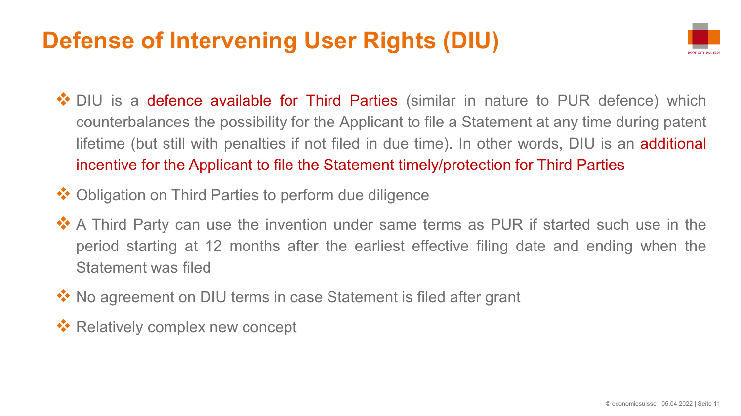# Defense of Intervening User Rights (DIU)

- DIU is a defence available for Third Parties (similar in nature to PUR defence) which counterbalances the possibility for the Applicant to file a Statement at any time during patent lifetime (but still with penalties if not filed in due time). In other words, DIU is an additional incentive for the Applicant to file the Statement timely/protection for Third Parties
- Obligation on Third Parties to perform due diligence
- A Third Party can use the invention under same terms as PUR if started such use in the period starting at 12 months after the earliest effective filing date and ending when the Statement was filed
- No agreement on DIU terms in case Statement is filed after grant
- Relatively complex new concept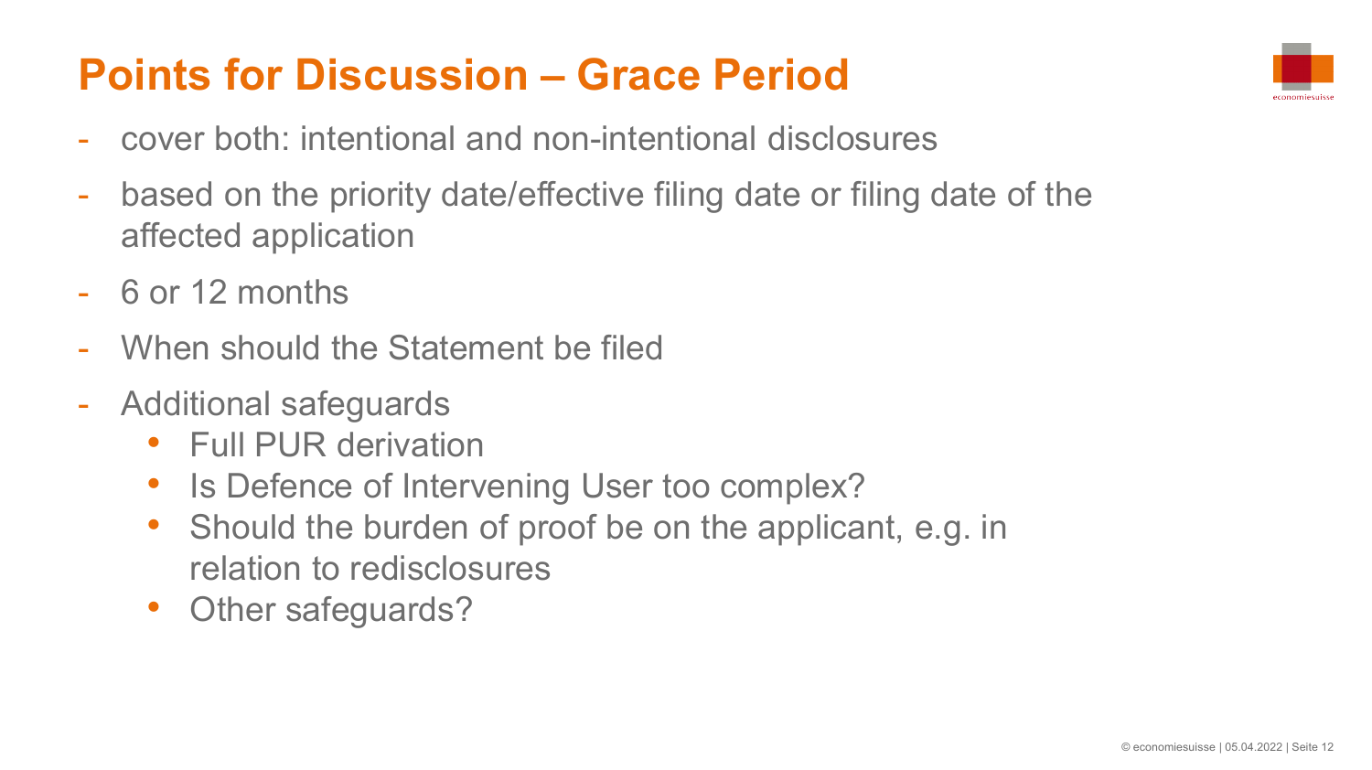# Points for Discussion – Grace Period

- cover both: intentional and non-intentional disclosures
- based on the priority date/effective filing date or filing date of the affected application
- 6 or 12 months
- When should the Statement be filed
- Additional safeguards
  - Full PUR derivation
  - Is Defence of Intervening User too complex?
  - Should the burden of proof be on the applicant, e.g. in relation to redisclosures
  - Other safeguards?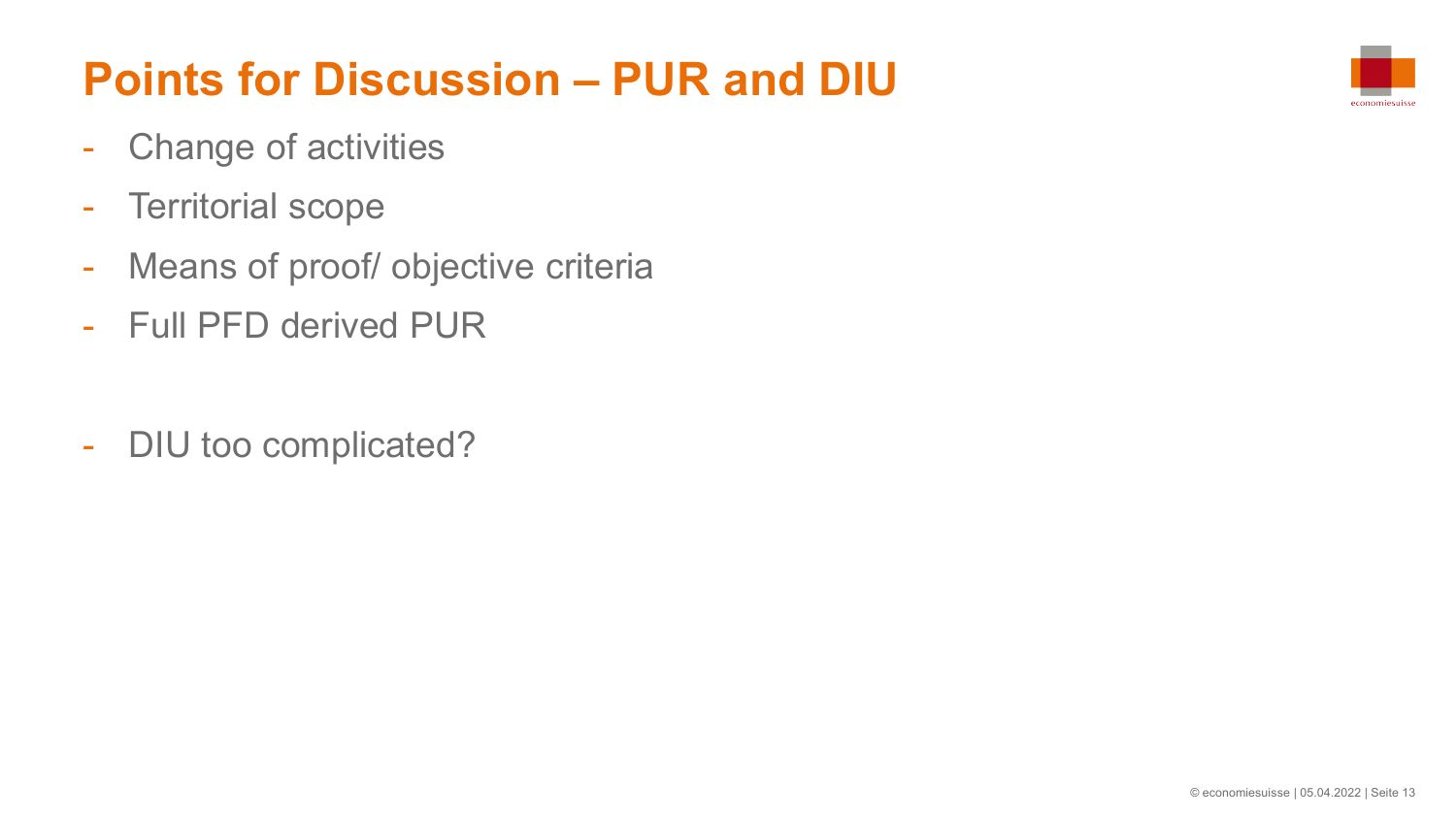# Points for Discussion – PUR and DIU

- Change of activities
- Territorial scope
- Means of proof/ objective criteria
- Full PFD derived PUR

- DIU too complicated?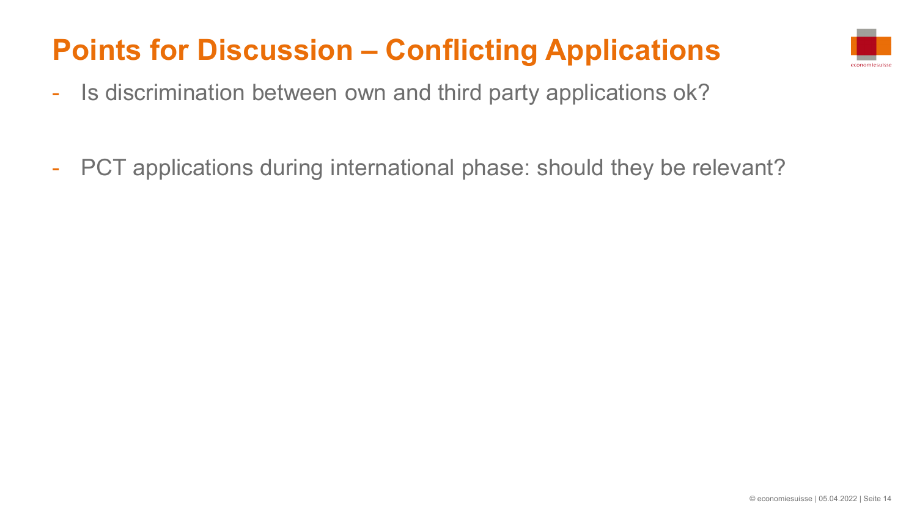# Points for Discussion – Conflicting Applications

- Is discrimination between own and third party applications ok?
- PCT applications during international phase: should they be relevant?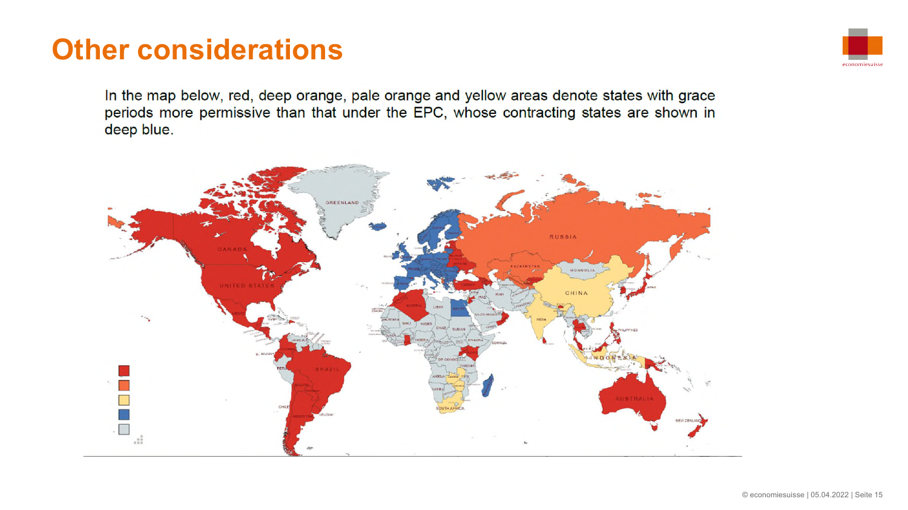# Other considerations

In the map below, red, deep orange, pale orange and yellow areas denote states with grace periods more permissive than that under the EPC, whose contracting states are shown in deep blue.

GREENLAND
CANADA
UNITED STATES
RUSSIA
KAZAKSTAN
MONGOLIA
CHINA
INDIA
IRAN
ALGERIA
LIBYA
EGYPT
MALI
NIGER
CHAD
SUDAN
NIGERIA
ETHIOPIA
SOMALIA
DR CONGO
ANGOLA
ZAMBIA
SOUTH AFRICA
BRAZIL
PERU
BOLIVIA
CHILE
ARGENTINA
INDONESIA
PHILIPPINES
JAPAN
AUSTRALIA
NEW ZEALAND